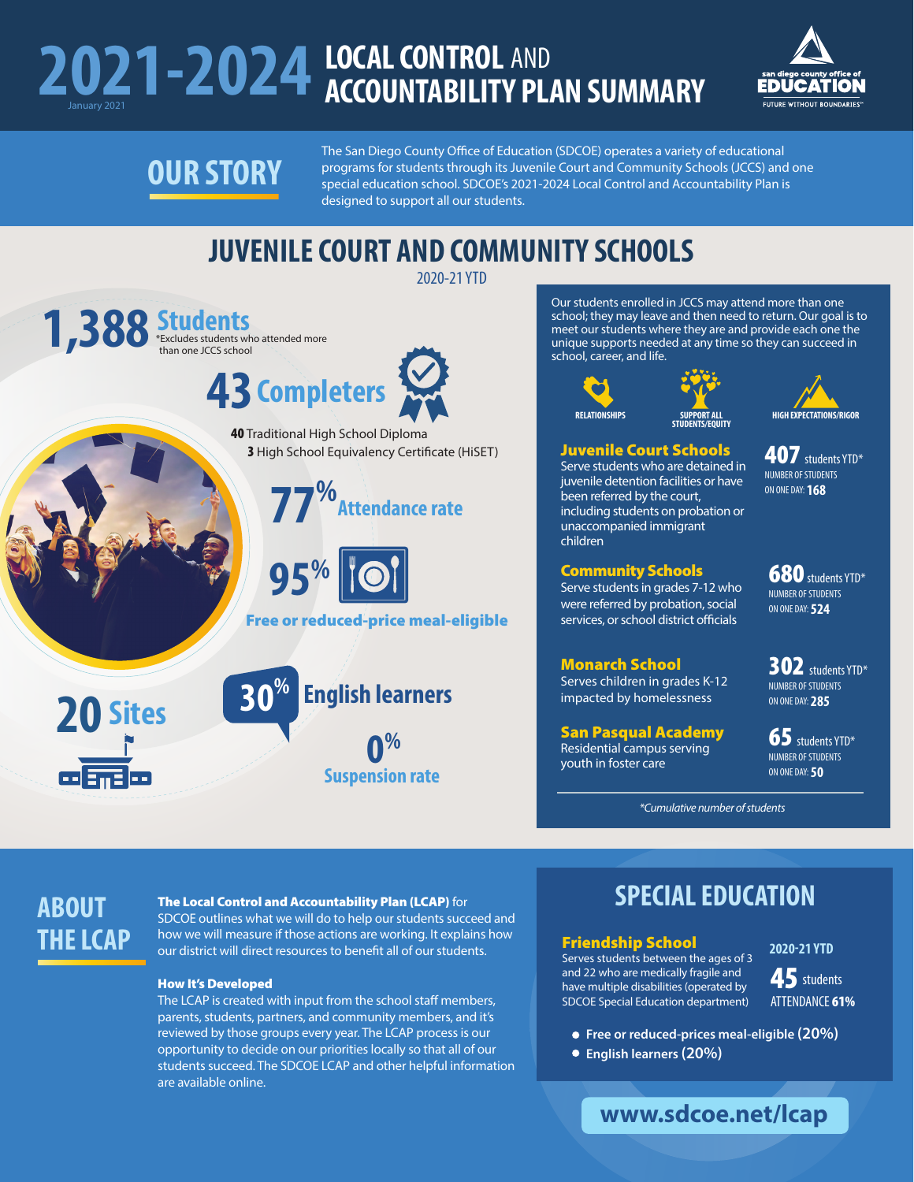# 2021-2024 LOCAL CONTROL AND ACCOUNTABILITY PLAN SUMMARY

January 2021

san diego county office of EDUCATION
FUTURE WITHOUT BOUNDARIES™

## OUR STORY

The San Diego County Office of Education (SDCOE) operates a variety of educational programs for students through its Juvenile Court and Community Schools (JCCS) and one special education school. SDCOE's 2021-2024 Local Control and Accountability Plan is designed to support all our students.

## JUVENILE COURT AND COMMUNITY SCHOOLS

2020-21 YTD

**1,388 Students** *Excludes students who attended more than one JCCS school

**43 Completers**

**40** Traditional High School Diploma
**3** High School Equivalency Certificate (HiSET)

**77%** Attendance rate

**95%** Free or reduced-price meal-eligible

**20** Sites

**30%** English learners

**0%** Suspension rate

Our students enrolled in JCCS may attend more than one school; they may leave and then need to return. Our goal is to meet our students where they are and provide each one the unique supports needed at any time so they can succeed in school, career, and life.

RELATIONSHIPS | SUPPORT ALL STUDENTS/EQUITY | HIGH EXPECTATIONS/RIGOR

**Juvenile Court Schools**
Serve students who are detained in juvenile detention facilities or have been referred by the court, including students on probation or unaccompanied immigrant children

**407** students YTD*
NUMBER OF STUDENTS ON ONE DAY: **168**

**Community Schools**
Serve students in grades 7-12 who were referred by probation, social services, or school district officials

**680** students YTD*
NUMBER OF STUDENTS ON ONE DAY: **524**

**Monarch School**
Serves children in grades K-12 impacted by homelessness

**302** students YTD*
NUMBER OF STUDENTS ON ONE DAY: **285**

**San Pasqual Academy**
Residential campus serving youth in foster care

**65** students YTD*
NUMBER OF STUDENTS ON ONE DAY: **50**

*Cumulative number of students*

## ABOUT THE LCAP

**The Local Control and Accountability Plan (LCAP)** for SDCOE outlines what we will do to help our students succeed and how we will measure if those actions are working. It explains how our district will direct resources to benefit all of our students.

**How It's Developed**

The LCAP is created with input from the school staff members, parents, students, partners, and community members, and it's reviewed by those groups every year. The LCAP process is our opportunity to decide on our priorities locally so that all of our students succeed. The SDCOE LCAP and other helpful information are available online.

## SPECIAL EDUCATION

**Friendship School**
Serves students between the ages of 3 and 22 who are medically fragile and have multiple disabilities (operated by SDCOE Special Education department)

**2020-21 YTD**
**45** students
ATTENDANCE **61%**

- Free or reduced-prices meal-eligible (20%)
- English learners (20%)

www.sdcoe.net/lcap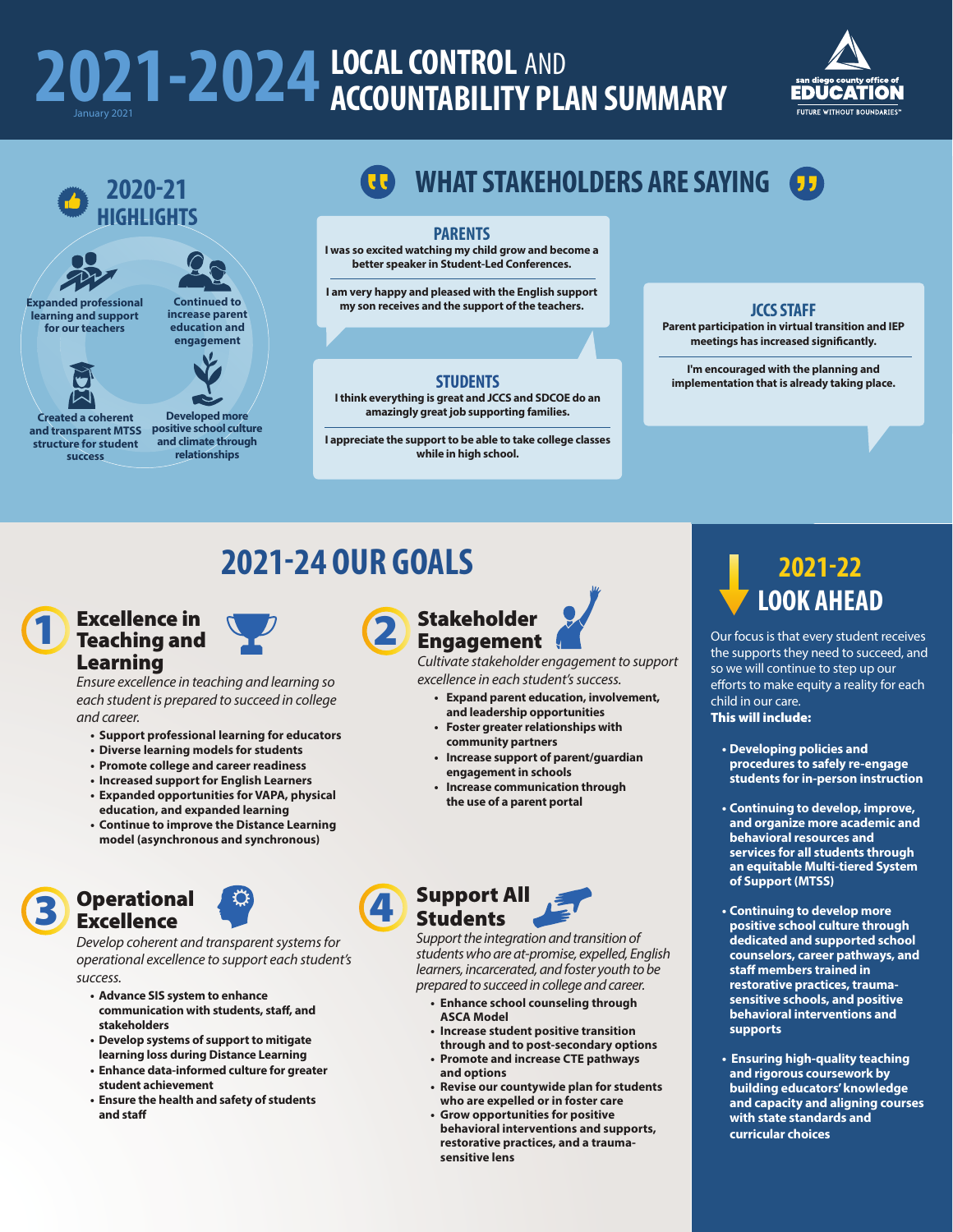# 2021-2024 LOCAL CONTROL AND ACCOUNTABILITY PLAN SUMMARY

January 2021

san diego county office of EDUCATION
FUTURE WITHOUT BOUNDARIES™

## 2020-21 HIGHLIGHTS

- Expanded professional learning and support for our teachers
- Continued to increase parent education and engagement
- Created a coherent and transparent MTSS structure for student success
- Developed more positive school culture and climate through relationships

## WHAT STAKEHOLDERS ARE SAYING

### PARENTS

I was so excited watching my child grow and become a better speaker in Student-Led Conferences.

I am very happy and pleased with the English support my son receives and the support of the teachers.

### STUDENTS

I think everything is great and JCCS and SDCOE do an amazingly great job supporting families.

I appreciate the support to be able to take college classes while in high school.

### JCCS STAFF

Parent participation in virtual transition and IEP meetings has increased significantly.

I'm encouraged with the planning and implementation that is already taking place.

## 2021-24 OUR GOALS

### 1 Excellence in Teaching and Learning

*Ensure excellence in teaching and learning so each student is prepared to succeed in college and career.*

- **Support professional learning for educators**
- **Diverse learning models for students**
- **Promote college and career readiness**
- **Increased support for English Learners**
- **Expanded opportunities for VAPA, physical education, and expanded learning**
- **Continue to improve the Distance Learning model (asynchronous and synchronous)**

### 2 Stakeholder Engagement

*Cultivate stakeholder engagement to support excellence in each student's success.*

- **Expand parent education, involvement, and leadership opportunities**
- **Foster greater relationships with community partners**
- **Increase support of parent/guardian engagement in schools**
- **Increase communication through the use of a parent portal**

### 3 Operational Excellence

*Develop coherent and transparent systems for operational excellence to support each student's success.*

- **Advance SIS system to enhance communication with students, staff, and stakeholders**
- **Develop systems of support to mitigate learning loss during Distance Learning**
- **Enhance data-informed culture for greater student achievement**
- **Ensure the health and safety of students and staff**

### 4 Support All Students

*Support the integration and transition of students who are at-promise, expelled, English learners, incarcerated, and foster youth to be prepared to succeed in college and career.*

- **Enhance school counseling through ASCA Model**
- **Increase student positive transition through and to post-secondary options**
- **Promote and increase CTE pathways and options**
- **Revise our countywide plan for students who are expelled or in foster care**
- **Grow opportunities for positive behavioral interventions and supports, restorative practices, and a trauma-sensitive lens**

## 2021-22 LOOK AHEAD

Our focus is that every student receives the supports they need to succeed, and so we will continue to step up our efforts to make equity a reality for each child in our care.

**This will include:**

- **Developing policies and procedures to safely re-engage students for in-person instruction**
- **Continuing to develop, improve, and organize more academic and behavioral resources and services for all students through an equitable Multi-tiered System of Support (MTSS)**
- **Continuing to develop more positive school culture through dedicated and supported school counselors, career pathways, and staff members trained in restorative practices, trauma-sensitive schools, and positive behavioral interventions and supports**
- **Ensuring high-quality teaching and rigorous coursework by building educators' knowledge and capacity and aligning courses with state standards and curricular choices**